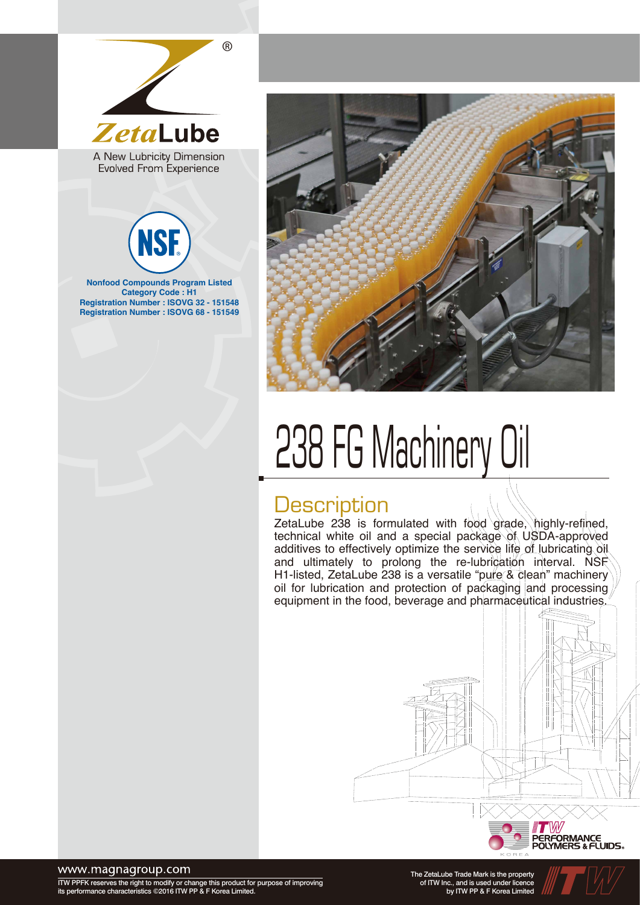ZetaLube®

A New Lubricity Dimension
Evolved From Experience

NSF

**Nonfood Compounds Program Listed**
**Category Code : H1**
**Registration Number : ISOVG 32 - 151548**
**Registration Number : ISOVG 68 - 151549**

# 238 FG Machinery Oil

## Description

ZetaLube 238 is formulated with food grade, highly-refined, technical white oil and a special package of USDA-approved additives to effectively optimize the service life of lubricating oil and ultimately to prolong the re-lubrication interval. NSF H1-listed, ZetaLube 238 is a versatile "pure & clean" machinery oil for lubrication and protection of packaging and processing equipment in the food, beverage and pharmaceutical industries.

ITW PERFORMANCE POLYMERS & FLUIDS. KOREA

www.magnagroup.com

ITW PPFK reserves the right to modify or change this product for purpose of improving its performance characteristics ©2016 ITW PP & F Korea Limited.

The ZetaLube Trade Mark is the property of ITW Inc., and is used under licence by ITW PP & F Korea Limited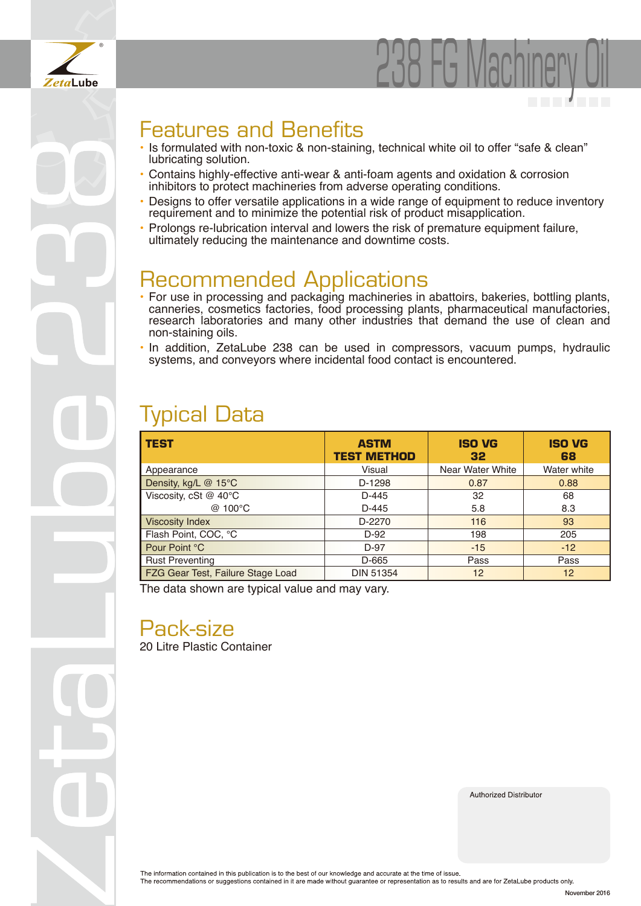# 238 FG Machinery Oil

## Features and Benefits

- Is formulated with non-toxic & non-staining, technical white oil to offer "safe & clean" lubricating solution.
- Contains highly-effective anti-wear & anti-foam agents and oxidation & corrosion inhibitors to protect machineries from adverse operating conditions.
- Designs to offer versatile applications in a wide range of equipment to reduce inventory requirement and to minimize the potential risk of product misapplication.
- Prolongs re-lubrication interval and lowers the risk of premature equipment failure, ultimately reducing the maintenance and downtime costs.

## Recommended Applications

- For use in processing and packaging machineries in abattoirs, bakeries, bottling plants, canneries, cosmetics factories, food processing plants, pharmaceutical manufactories, research laboratories and many other industries that demand the use of clean and non-staining oils.
- In addition, ZetaLube 238 can be used in compressors, vacuum pumps, hydraulic systems, and conveyors where incidental food contact is encountered.

## Typical Data

| TEST | ASTM TEST METHOD | ISO VG 32 | ISO VG 68 |
|---|---|---|---|
| Appearance | Visual | Near Water White | Water white |
| Density, kg/L @ 15°C | D-1298 | 0.87 | 0.88 |
| Viscosity, cSt @ 40°C | D-445 | 32 | 68 |
| @ 100°C | D-445 | 5.8 | 8.3 |
| Viscosity Index | D-2270 | 116 | 93 |
| Flash Point, COC, °C | D-92 | 198 | 205 |
| Pour Point °C | D-97 | -15 | -12 |
| Rust Preventing | D-665 | Pass | Pass |
| FZG Gear Test, Failure Stage Load | DIN 51354 | 12 | 12 |

The data shown are typical value and may vary.

## Pack-size

20 Litre Plastic Container

Authorized Distributor

The information contained in this publication is to the best of our knowledge and accurate at the time of issue.
The recommendations or suggestions contained in it are made without guarantee or representation as to results and are for ZetaLube products only.

November 2016